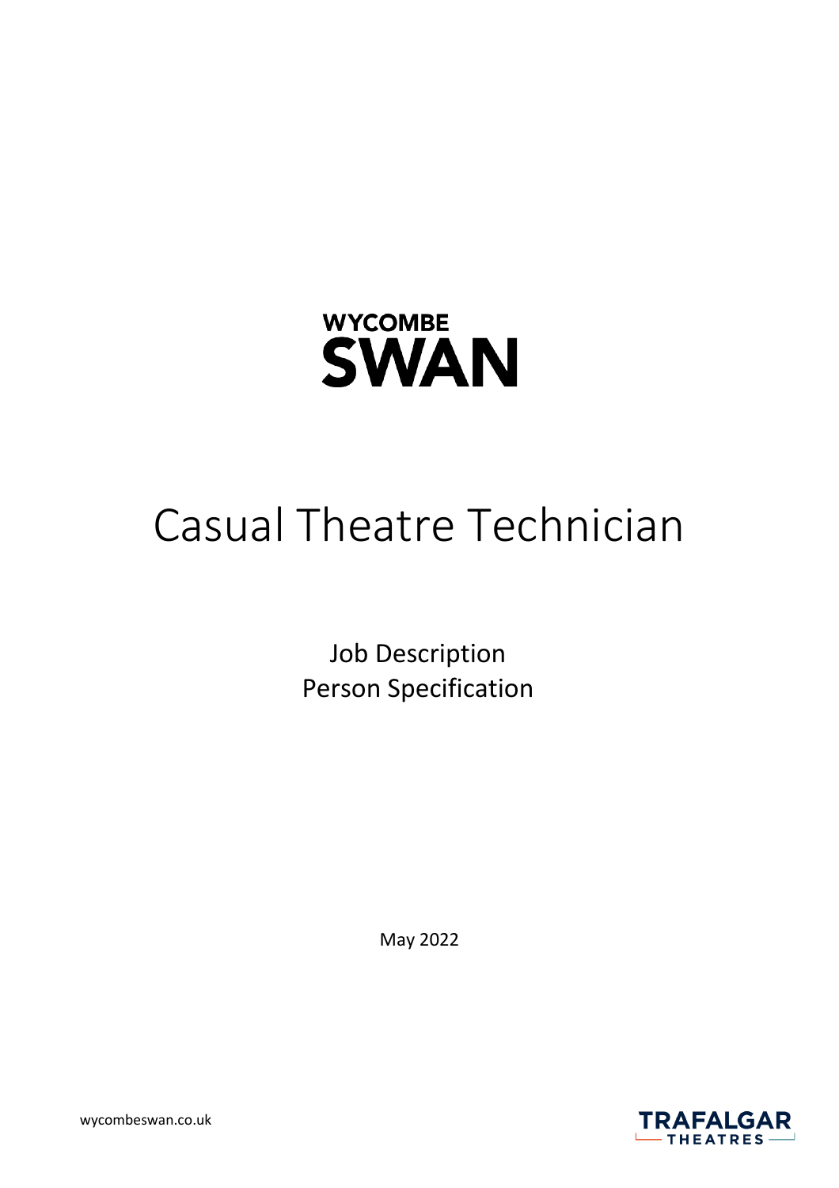WYCOMBE
SWAN

# Casual Theatre Technician

Job Description
Person Specification

May 2022

wycombeswan.co.uk

TRAFALGAR
THEATRES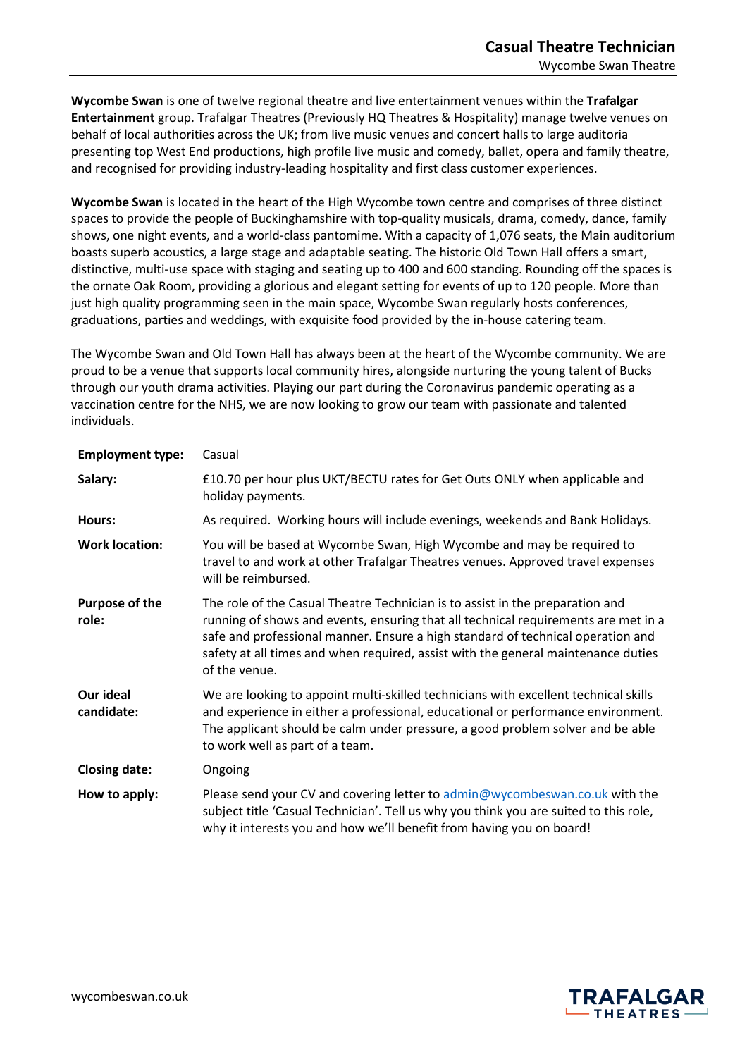# Casual Theatre Technician

Wycombe Swan Theatre

**Wycombe Swan** is one of twelve regional theatre and live entertainment venues within the **Trafalgar Entertainment** group. Trafalgar Theatres (Previously HQ Theatres & Hospitality) manage twelve venues on behalf of local authorities across the UK; from live music venues and concert halls to large auditoria presenting top West End productions, high profile live music and comedy, ballet, opera and family theatre, and recognised for providing industry-leading hospitality and first class customer experiences.

**Wycombe Swan** is located in the heart of the High Wycombe town centre and comprises of three distinct spaces to provide the people of Buckinghamshire with top-quality musicals, drama, comedy, dance, family shows, one night events, and a world-class pantomime. With a capacity of 1,076 seats, the Main auditorium boasts superb acoustics, a large stage and adaptable seating. The historic Old Town Hall offers a smart, distinctive, multi-use space with staging and seating up to 400 and 600 standing. Rounding off the spaces is the ornate Oak Room, providing a glorious and elegant setting for events of up to 120 people. More than just high quality programming seen in the main space, Wycombe Swan regularly hosts conferences, graduations, parties and weddings, with exquisite food provided by the in-house catering team.

The Wycombe Swan and Old Town Hall has always been at the heart of the Wycombe community. We are proud to be a venue that supports local community hires, alongside nurturing the young talent of Bucks through our youth drama activities. Playing our part during the Coronavirus pandemic operating as a vaccination centre for the NHS, we are now looking to grow our team with passionate and talented individuals.

| | |
|---|---|
| **Employment type:** | Casual |
| **Salary:** | £10.70 per hour plus UKT/BECTU rates for Get Outs ONLY when applicable and holiday payments. |
| **Hours:** | As required. Working hours will include evenings, weekends and Bank Holidays. |
| **Work location:** | You will be based at Wycombe Swan, High Wycombe and may be required to travel to and work at other Trafalgar Theatres venues. Approved travel expenses will be reimbursed. |
| **Purpose of the role:** | The role of the Casual Theatre Technician is to assist in the preparation and running of shows and events, ensuring that all technical requirements are met in a safe and professional manner. Ensure a high standard of technical operation and safety at all times and when required, assist with the general maintenance duties of the venue. |
| **Our ideal candidate:** | We are looking to appoint multi-skilled technicians with excellent technical skills and experience in either a professional, educational or performance environment. The applicant should be calm under pressure, a good problem solver and be able to work well as part of a team. |
| **Closing date:** | Ongoing |
| **How to apply:** | Please send your CV and covering letter to admin@wycombeswan.co.uk with the subject title 'Casual Technician'. Tell us why you think you are suited to this role, why it interests you and how we'll benefit from having you on board! |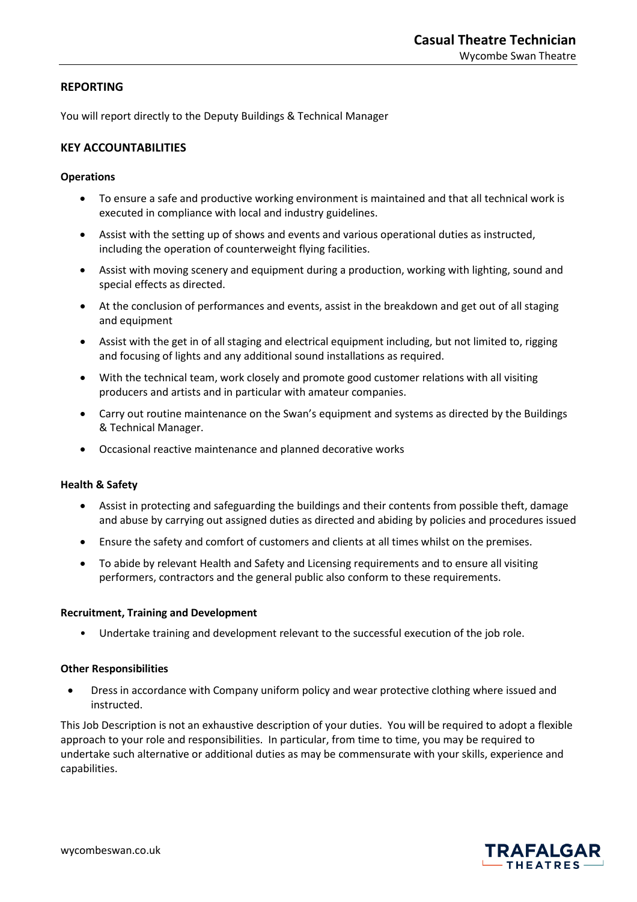## REPORTING

You will report directly to the Deputy Buildings & Technical Manager

## KEY ACCOUNTABILITIES

### Operations

- To ensure a safe and productive working environment is maintained and that all technical work is executed in compliance with local and industry guidelines.
- Assist with the setting up of shows and events and various operational duties as instructed, including the operation of counterweight flying facilities.
- Assist with moving scenery and equipment during a production, working with lighting, sound and special effects as directed.
- At the conclusion of performances and events, assist in the breakdown and get out of all staging and equipment
- Assist with the get in of all staging and electrical equipment including, but not limited to, rigging and focusing of lights and any additional sound installations as required.
- With the technical team, work closely and promote good customer relations with all visiting producers and artists and in particular with amateur companies.
- Carry out routine maintenance on the Swan's equipment and systems as directed by the Buildings & Technical Manager.
- Occasional reactive maintenance and planned decorative works

### Health & Safety

- Assist in protecting and safeguarding the buildings and their contents from possible theft, damage and abuse by carrying out assigned duties as directed and abiding by policies and procedures issued
- Ensure the safety and comfort of customers and clients at all times whilst on the premises.
- To abide by relevant Health and Safety and Licensing requirements and to ensure all visiting performers, contractors and the general public also conform to these requirements.

### Recruitment, Training and Development

- Undertake training and development relevant to the successful execution of the job role.

### Other Responsibilities

- Dress in accordance with Company uniform policy and wear protective clothing where issued and instructed.

This Job Description is not an exhaustive description of your duties. You will be required to adopt a flexible approach to your role and responsibilities. In particular, from time to time, you may be required to undertake such alternative or additional duties as may be commensurate with your skills, experience and capabilities.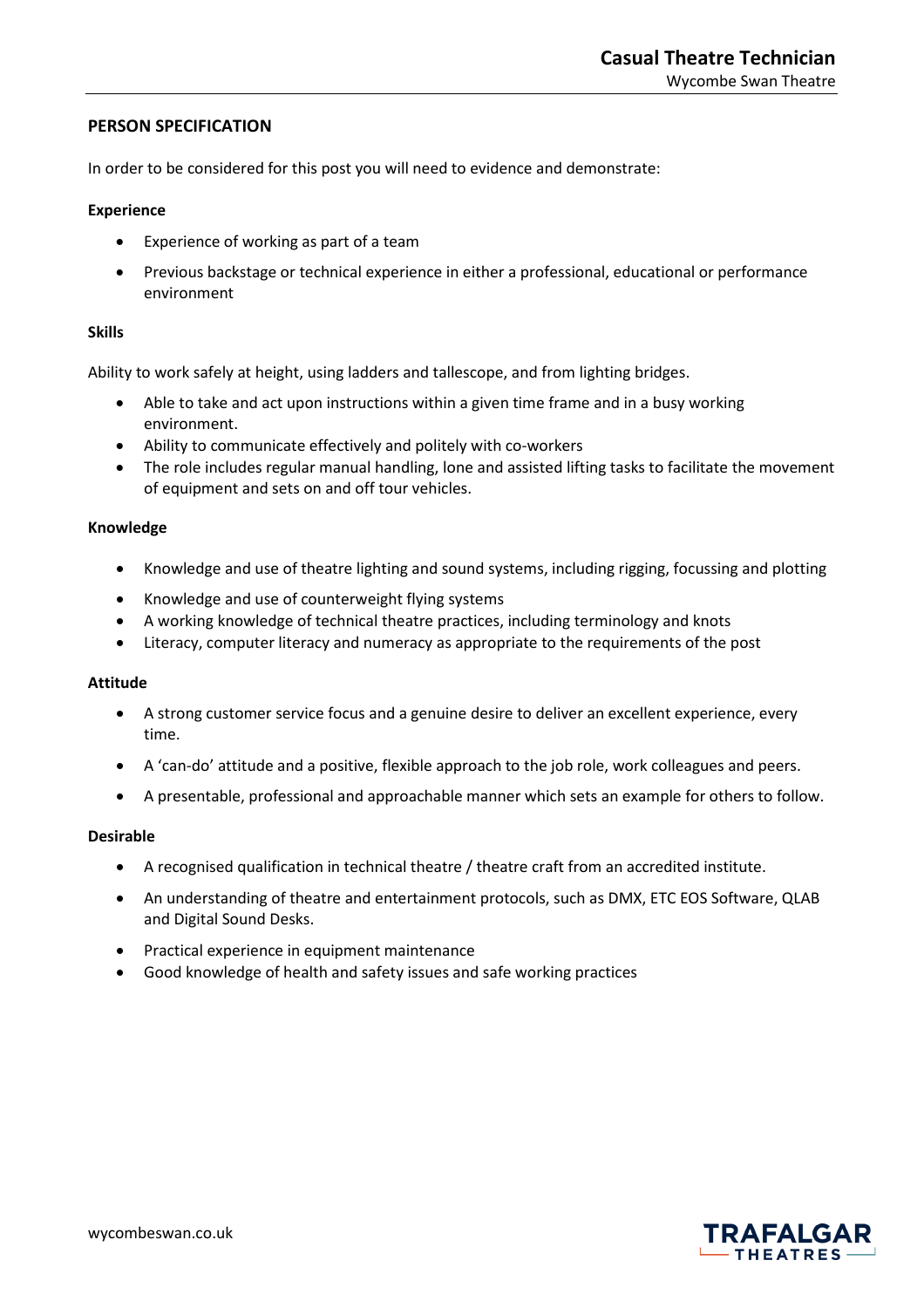## PERSON SPECIFICATION

In order to be considered for this post you will need to evidence and demonstrate:

### Experience

- Experience of working as part of a team
- Previous backstage or technical experience in either a professional, educational or performance environment

### Skills

Ability to work safely at height, using ladders and tallescope, and from lighting bridges.

- Able to take and act upon instructions within a given time frame and in a busy working environment.
- Ability to communicate effectively and politely with co-workers
- The role includes regular manual handling, lone and assisted lifting tasks to facilitate the movement of equipment and sets on and off tour vehicles.

### Knowledge

- Knowledge and use of theatre lighting and sound systems, including rigging, focussing and plotting
- Knowledge and use of counterweight flying systems
- A working knowledge of technical theatre practices, including terminology and knots
- Literacy, computer literacy and numeracy as appropriate to the requirements of the post

### Attitude

- A strong customer service focus and a genuine desire to deliver an excellent experience, every time.
- A 'can-do' attitude and a positive, flexible approach to the job role, work colleagues and peers.
- A presentable, professional and approachable manner which sets an example for others to follow.

### Desirable

- A recognised qualification in technical theatre / theatre craft from an accredited institute.
- An understanding of theatre and entertainment protocols, such as DMX, ETC EOS Software, QLAB and Digital Sound Desks.
- Practical experience in equipment maintenance
- Good knowledge of health and safety issues and safe working practices